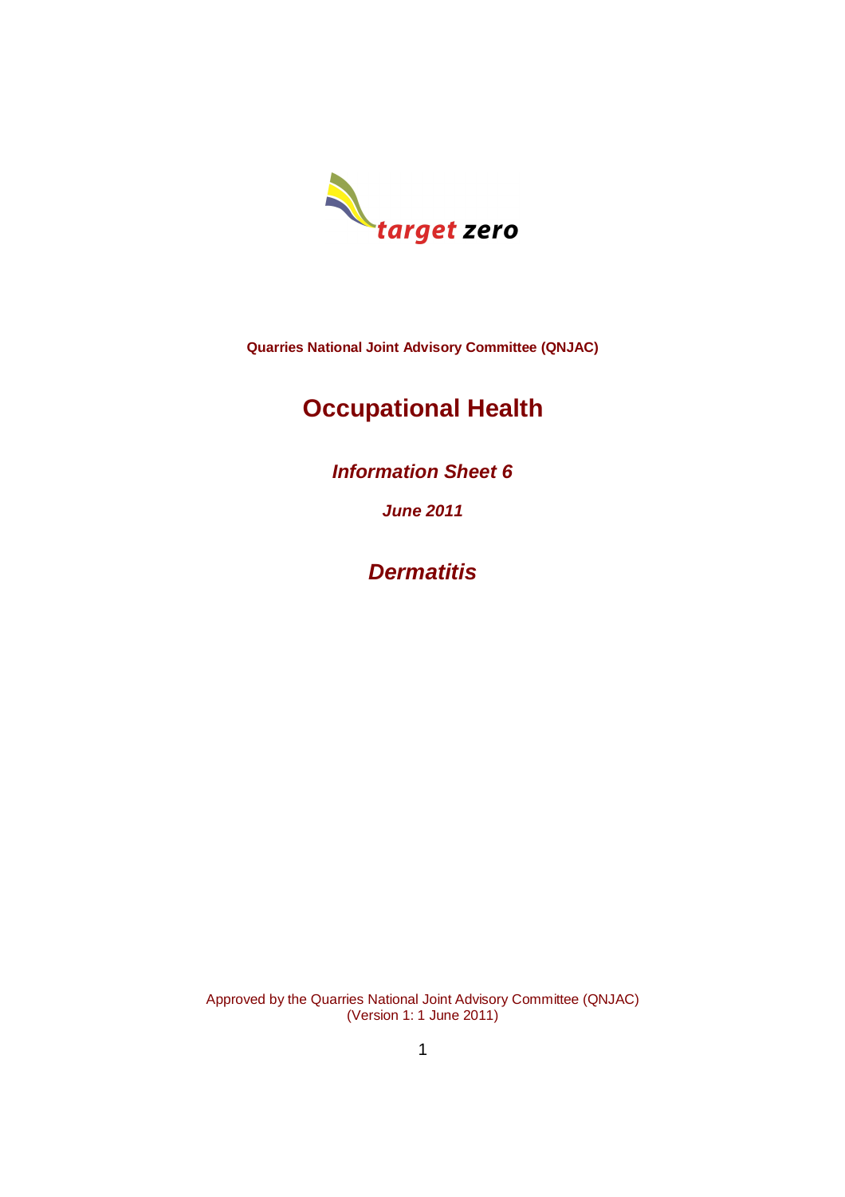target zero

**Quarries National Joint Advisory Committee (QNJAC)**

# Occupational Health

## *Information Sheet 6*

***June 2011***

## *Dermatitis*

Approved by the Quarries National Joint Advisory Committee (QNJAC)
(Version 1: 1 June 2011)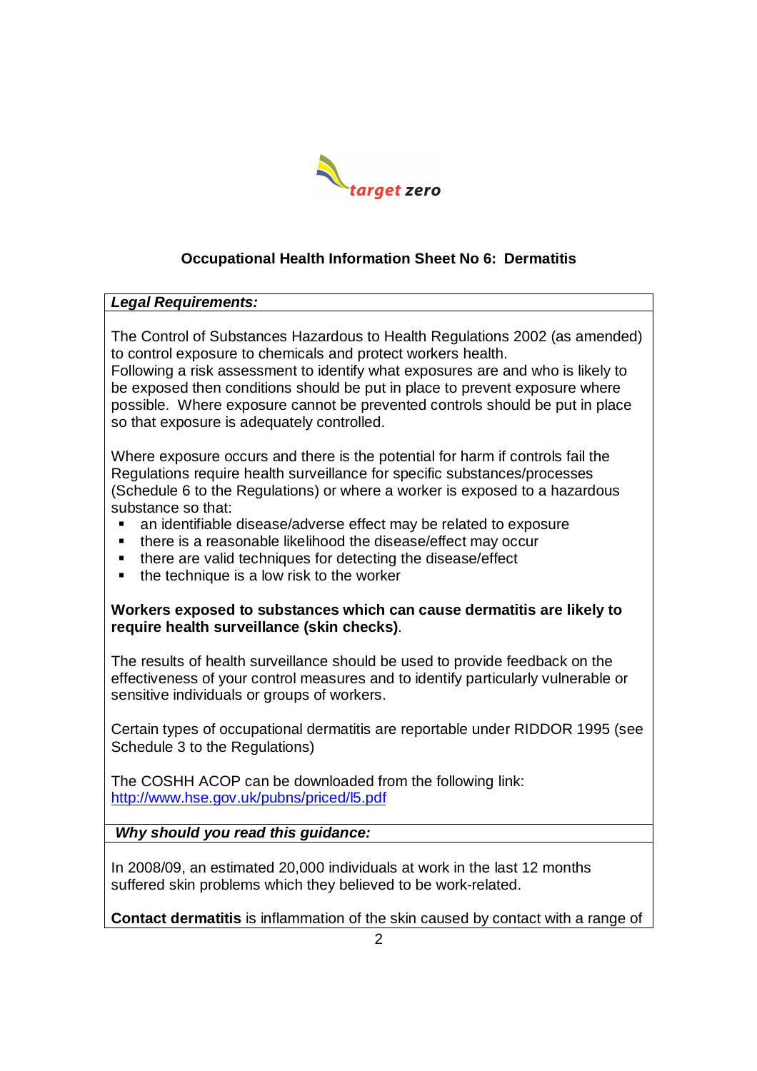target zero

## Occupational Health Information Sheet No 6: Dermatitis

***Legal Requirements:***

The Control of Substances Hazardous to Health Regulations 2002 (as amended) to control exposure to chemicals and protect workers health.
Following a risk assessment to identify what exposures are and who is likely to be exposed then conditions should be put in place to prevent exposure where possible. Where exposure cannot be prevented controls should be put in place so that exposure is adequately controlled.

Where exposure occurs and there is the potential for harm if controls fail the Regulations require health surveillance for specific substances/processes (Schedule 6 to the Regulations) or where a worker is exposed to a hazardous substance so that:

- an identifiable disease/adverse effect may be related to exposure
- there is a reasonable likelihood the disease/effect may occur
- there are valid techniques for detecting the disease/effect
- the technique is a low risk to the worker

**Workers exposed to substances which can cause dermatitis are likely to require health surveillance (skin checks)**.

The results of health surveillance should be used to provide feedback on the effectiveness of your control measures and to identify particularly vulnerable or sensitive individuals or groups of workers.

Certain types of occupational dermatitis are reportable under RIDDOR 1995 (see Schedule 3 to the Regulations)

The COSHH ACOP can be downloaded from the following link:
http://www.hse.gov.uk/pubns/priced/l5.pdf

***Why should you read this guidance:***

In 2008/09, an estimated 20,000 individuals at work in the last 12 months suffered skin problems which they believed to be work-related.

**Contact dermatitis** is inflammation of the skin caused by contact with a range of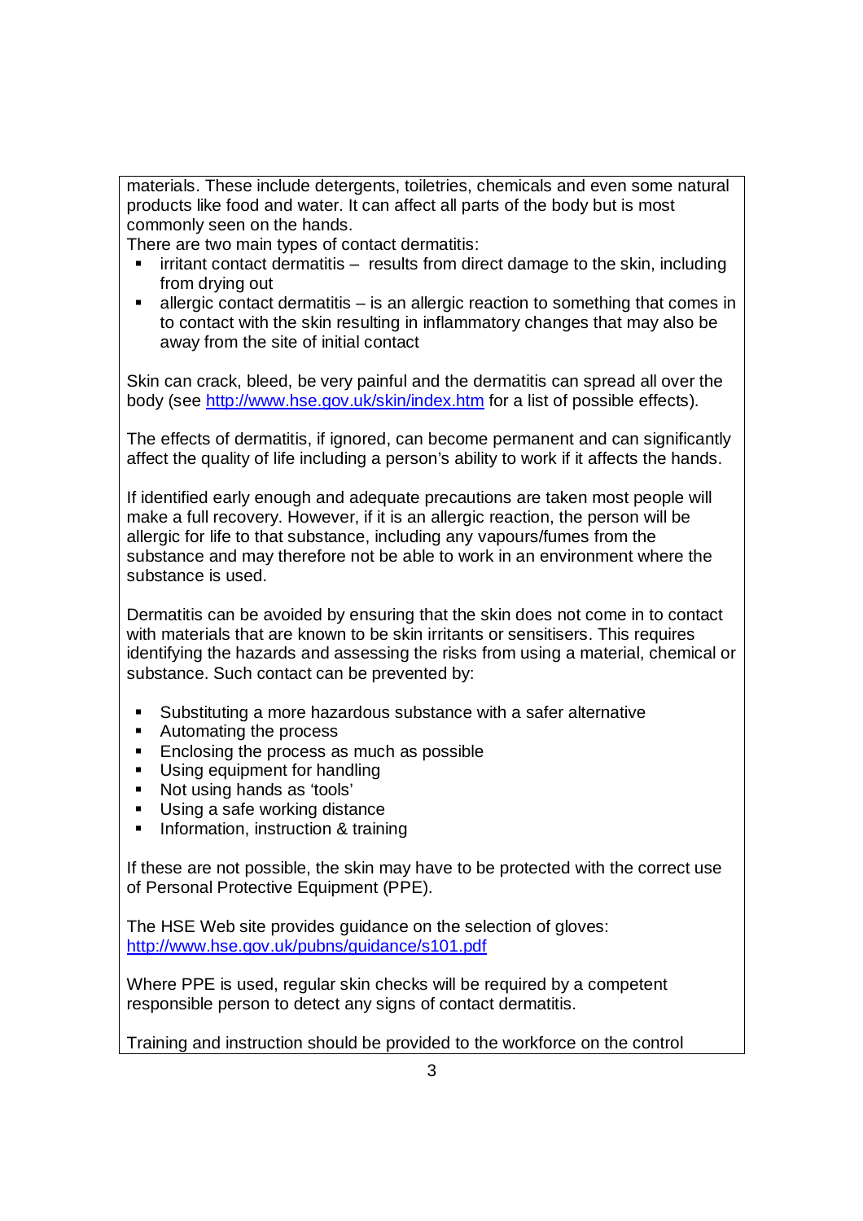materials. These include detergents, toiletries, chemicals and even some natural products like food and water. It can affect all parts of the body but is most commonly seen on the hands.

There are two main types of contact dermatitis:

- irritant contact dermatitis – results from direct damage to the skin, including from drying out
- allergic contact dermatitis – is an allergic reaction to something that comes in to contact with the skin resulting in inflammatory changes that may also be away from the site of initial contact

Skin can crack, bleed, be very painful and the dermatitis can spread all over the body (see [http://www.hse.gov.uk/skin/index.htm](http://www.hse.gov.uk/skin/index.htm) for a list of possible effects).

The effects of dermatitis, if ignored, can become permanent and can significantly affect the quality of life including a person's ability to work if it affects the hands.

If identified early enough and adequate precautions are taken most people will make a full recovery. However, if it is an allergic reaction, the person will be allergic for life to that substance, including any vapours/fumes from the substance and may therefore not be able to work in an environment where the substance is used.

Dermatitis can be avoided by ensuring that the skin does not come in to contact with materials that are known to be skin irritants or sensitisers. This requires identifying the hazards and assessing the risks from using a material, chemical or substance. Such contact can be prevented by:

- Substituting a more hazardous substance with a safer alternative
- Automating the process
- Enclosing the process as much as possible
- Using equipment for handling
- Not using hands as 'tools'
- Using a safe working distance
- Information, instruction & training

If these are not possible, the skin may have to be protected with the correct use of Personal Protective Equipment (PPE).

The HSE Web site provides guidance on the selection of gloves:
[http://www.hse.gov.uk/pubns/guidance/s101.pdf](http://www.hse.gov.uk/pubns/guidance/s101.pdf)

Where PPE is used, regular skin checks will be required by a competent responsible person to detect any signs of contact dermatitis.

Training and instruction should be provided to the workforce on the control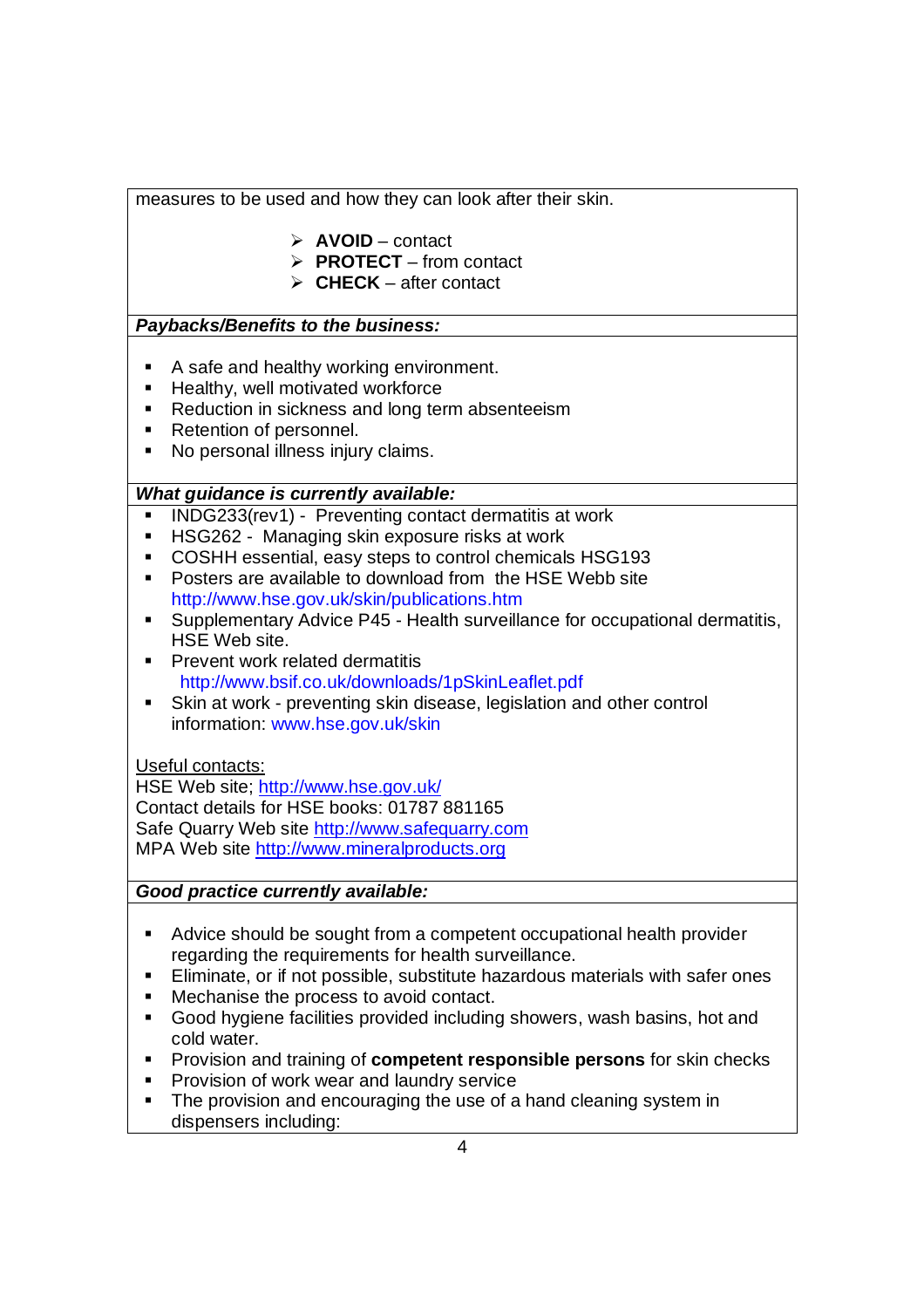measures to be used and how they can look after their skin.

- **AVOID** – contact
- **PROTECT** – from contact
- **CHECK** – after contact

***Paybacks/Benefits to the business:***

- A safe and healthy working environment.
- Healthy, well motivated workforce
- Reduction in sickness and long term absenteeism
- Retention of personnel.
- No personal illness injury claims.

***What guidance is currently available:***

- INDG233(rev1) - Preventing contact dermatitis at work
- HSG262 - Managing skin exposure risks at work
- COSHH essential, easy steps to control chemicals HSG193
- Posters are available to download from the HSE Webb site http://www.hse.gov.uk/skin/publications.htm
- Supplementary Advice P45 - Health surveillance for occupational dermatitis, HSE Web site.
- Prevent work related dermatitis http://www.bsif.co.uk/downloads/1pSkinLeaflet.pdf
- Skin at work - preventing skin disease, legislation and other control information: www.hse.gov.uk/skin

Useful contacts:
HSE Web site; http://www.hse.gov.uk/
Contact details for HSE books: 01787 881165
Safe Quarry Web site http://www.safequarry.com
MPA Web site http://www.mineralproducts.org

***Good practice currently available:***

- Advice should be sought from a competent occupational health provider regarding the requirements for health surveillance.
- Eliminate, or if not possible, substitute hazardous materials with safer ones
- Mechanise the process to avoid contact.
- Good hygiene facilities provided including showers, wash basins, hot and cold water.
- Provision and training of **competent responsible persons** for skin checks
- Provision of work wear and laundry service
- The provision and encouraging the use of a hand cleaning system in dispensers including: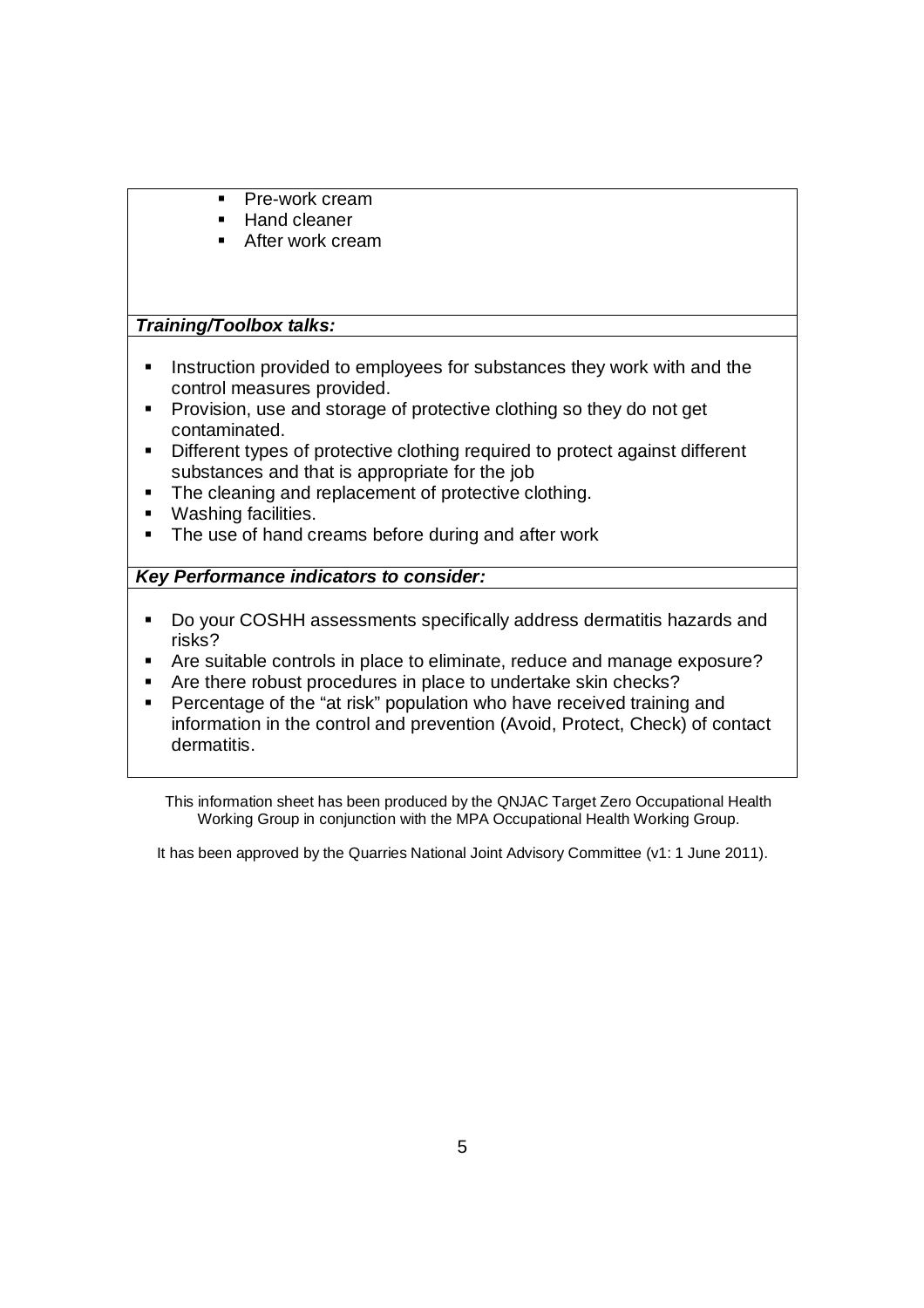- Pre-work cream
- Hand cleaner
- After work cream

***Training/Toolbox talks:***

- Instruction provided to employees for substances they work with and the control measures provided.
- Provision, use and storage of protective clothing so they do not get contaminated.
- Different types of protective clothing required to protect against different substances and that is appropriate for the job
- The cleaning and replacement of protective clothing.
- Washing facilities.
- The use of hand creams before during and after work

***Key Performance indicators to consider:***

- Do your COSHH assessments specifically address dermatitis hazards and risks?
- Are suitable controls in place to eliminate, reduce and manage exposure?
- Are there robust procedures in place to undertake skin checks?
- Percentage of the "at risk" population who have received training and information in the control and prevention (Avoid, Protect, Check) of contact dermatitis.

This information sheet has been produced by the QNJAC Target Zero Occupational Health Working Group in conjunction with the MPA Occupational Health Working Group.

It has been approved by the Quarries National Joint Advisory Committee (v1: 1 June 2011).